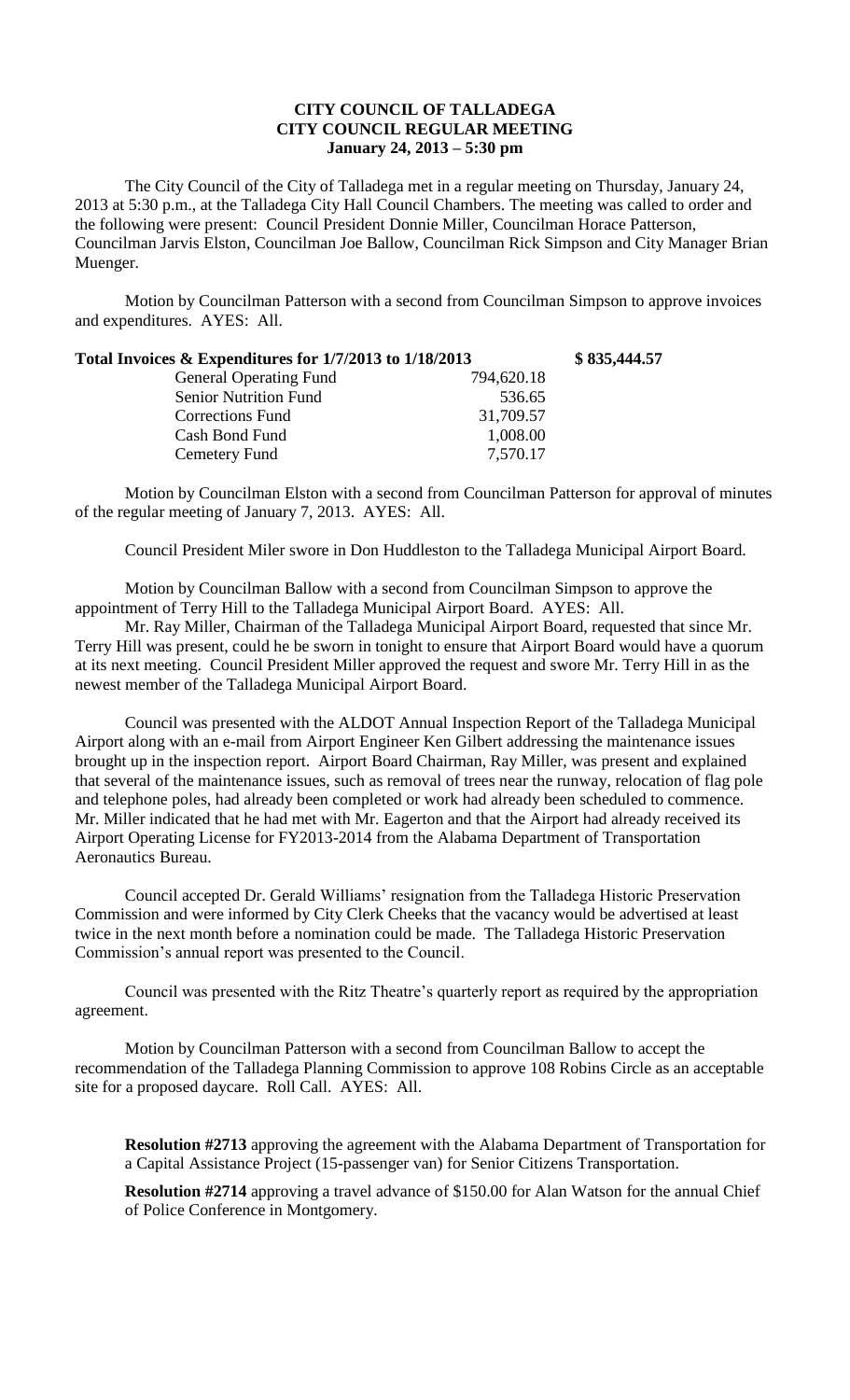**CITY COUNCIL OF TALLADEGA**
**CITY COUNCIL REGULAR MEETING**
**January 24, 2013 – 5:30 pm**

The City Council of the City of Talladega met in a regular meeting on Thursday, January 24, 2013 at 5:30 p.m., at the Talladega City Hall Council Chambers. The meeting was called to order and the following were present: Council President Donnie Miller, Councilman Horace Patterson, Councilman Jarvis Elston, Councilman Joe Ballow, Councilman Rick Simpson and City Manager Brian Muenger.

Motion by Councilman Patterson with a second from Councilman Simpson to approve invoices and expenditures. AYES: All.

| **Total Invoices & Expenditures for 1/7/2013 to 1/18/2013** | | **$ 835,444.57** |
|---|---|---|
| General Operating Fund | 794,620.18 | |
| Senior Nutrition Fund | 536.65 | |
| Corrections Fund | 31,709.57 | |
| Cash Bond Fund | 1,008.00 | |
| Cemetery Fund | 7,570.17 | |

Motion by Councilman Elston with a second from Councilman Patterson for approval of minutes of the regular meeting of January 7, 2013. AYES: All.

Council President Miler swore in Don Huddleston to the Talladega Municipal Airport Board.

Motion by Councilman Ballow with a second from Councilman Simpson to approve the appointment of Terry Hill to the Talladega Municipal Airport Board. AYES: All.

Mr. Ray Miller, Chairman of the Talladega Municipal Airport Board, requested that since Mr. Terry Hill was present, could he be sworn in tonight to ensure that Airport Board would have a quorum at its next meeting. Council President Miller approved the request and swore Mr. Terry Hill in as the newest member of the Talladega Municipal Airport Board.

Council was presented with the ALDOT Annual Inspection Report of the Talladega Municipal Airport along with an e-mail from Airport Engineer Ken Gilbert addressing the maintenance issues brought up in the inspection report. Airport Board Chairman, Ray Miller, was present and explained that several of the maintenance issues, such as removal of trees near the runway, relocation of flag pole and telephone poles, had already been completed or work had already been scheduled to commence. Mr. Miller indicated that he had met with Mr. Eagerton and that the Airport had already received its Airport Operating License for FY2013-2014 from the Alabama Department of Transportation Aeronautics Bureau.

Council accepted Dr. Gerald Williams' resignation from the Talladega Historic Preservation Commission and were informed by City Clerk Cheeks that the vacancy would be advertised at least twice in the next month before a nomination could be made. The Talladega Historic Preservation Commission's annual report was presented to the Council.

Council was presented with the Ritz Theatre's quarterly report as required by the appropriation agreement.

Motion by Councilman Patterson with a second from Councilman Ballow to accept the recommendation of the Talladega Planning Commission to approve 108 Robins Circle as an acceptable site for a proposed daycare. Roll Call. AYES: All.

**Resolution #2713** approving the agreement with the Alabama Department of Transportation for a Capital Assistance Project (15-passenger van) for Senior Citizens Transportation.

**Resolution #2714** approving a travel advance of $150.00 for Alan Watson for the annual Chief of Police Conference in Montgomery.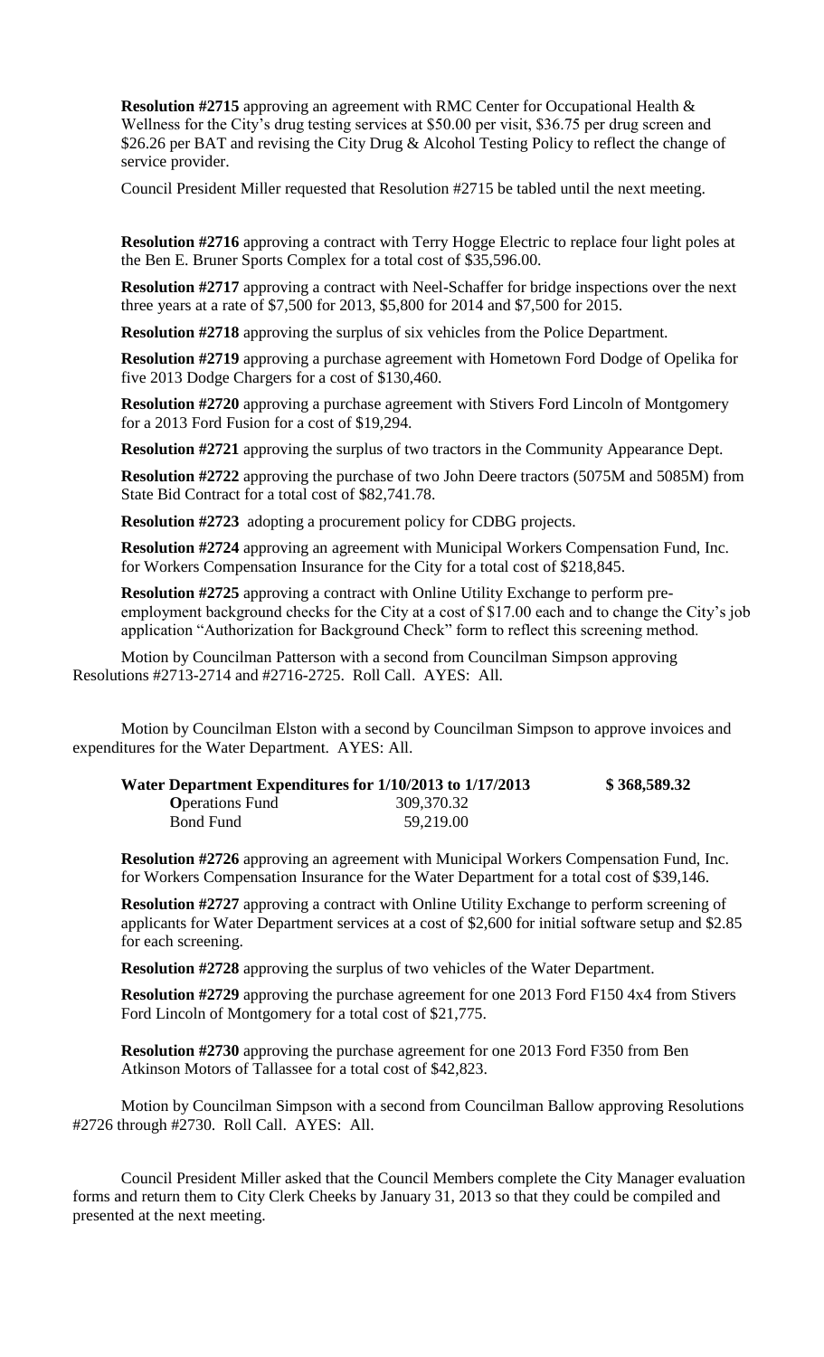**Resolution #2715** approving an agreement with RMC Center for Occupational Health & Wellness for the City's drug testing services at $50.00 per visit, $36.75 per drug screen and $26.26 per BAT and revising the City Drug & Alcohol Testing Policy to reflect the change of service provider.

Council President Miller requested that Resolution #2715 be tabled until the next meeting.

**Resolution #2716** approving a contract with Terry Hogge Electric to replace four light poles at the Ben E. Bruner Sports Complex for a total cost of $35,596.00.

**Resolution #2717** approving a contract with Neel-Schaffer for bridge inspections over the next three years at a rate of $7,500 for 2013, $5,800 for 2014 and $7,500 for 2015.

**Resolution #2718** approving the surplus of six vehicles from the Police Department.

**Resolution #2719** approving a purchase agreement with Hometown Ford Dodge of Opelika for five 2013 Dodge Chargers for a cost of $130,460.

**Resolution #2720** approving a purchase agreement with Stivers Ford Lincoln of Montgomery for a 2013 Ford Fusion for a cost of $19,294.

**Resolution #2721** approving the surplus of two tractors in the Community Appearance Dept.

**Resolution #2722** approving the purchase of two John Deere tractors (5075M and 5085M) from State Bid Contract for a total cost of $82,741.78.

**Resolution #2723** adopting a procurement policy for CDBG projects.

**Resolution #2724** approving an agreement with Municipal Workers Compensation Fund, Inc. for Workers Compensation Insurance for the City for a total cost of $218,845.

**Resolution #2725** approving a contract with Online Utility Exchange to perform pre-employment background checks for the City at a cost of $17.00 each and to change the City's job application "Authorization for Background Check" form to reflect this screening method.

Motion by Councilman Patterson with a second from Councilman Simpson approving Resolutions #2713-2714 and #2716-2725. Roll Call. AYES: All.

Motion by Councilman Elston with a second by Councilman Simpson to approve invoices and expenditures for the Water Department. AYES: All.

| **Water Department Expenditures for 1/10/2013 to 1/17/2013** | | **$ 368,589.32** |
|---|---|---|
| **O**perations Fund | 309,370.32 | |
| Bond Fund | 59,219.00 | |

**Resolution #2726** approving an agreement with Municipal Workers Compensation Fund, Inc. for Workers Compensation Insurance for the Water Department for a total cost of $39,146.

**Resolution #2727** approving a contract with Online Utility Exchange to perform screening of applicants for Water Department services at a cost of $2,600 for initial software setup and $2.85 for each screening.

**Resolution #2728** approving the surplus of two vehicles of the Water Department.

**Resolution #2729** approving the purchase agreement for one 2013 Ford F150 4x4 from Stivers Ford Lincoln of Montgomery for a total cost of $21,775.

**Resolution #2730** approving the purchase agreement for one 2013 Ford F350 from Ben Atkinson Motors of Tallassee for a total cost of $42,823.

Motion by Councilman Simpson with a second from Councilman Ballow approving Resolutions #2726 through #2730. Roll Call. AYES: All.

Council President Miller asked that the Council Members complete the City Manager evaluation forms and return them to City Clerk Cheeks by January 31, 2013 so that they could be compiled and presented at the next meeting.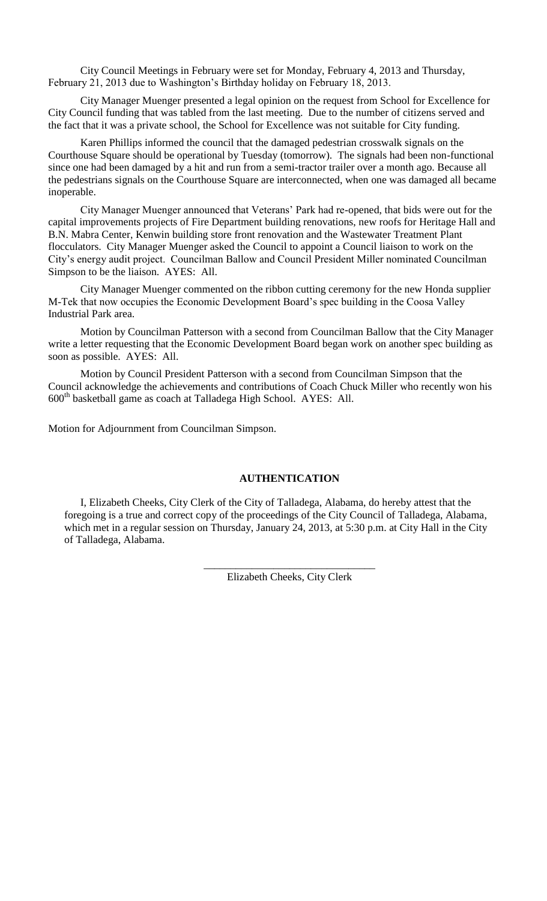City Council Meetings in February were set for Monday, February 4, 2013 and Thursday, February 21, 2013 due to Washington's Birthday holiday on February 18, 2013.

City Manager Muenger presented a legal opinion on the request from School for Excellence for City Council funding that was tabled from the last meeting. Due to the number of citizens served and the fact that it was a private school, the School for Excellence was not suitable for City funding.

Karen Phillips informed the council that the damaged pedestrian crosswalk signals on the Courthouse Square should be operational by Tuesday (tomorrow). The signals had been non-functional since one had been damaged by a hit and run from a semi-tractor trailer over a month ago. Because all the pedestrians signals on the Courthouse Square are interconnected, when one was damaged all became inoperable.

City Manager Muenger announced that Veterans' Park had re-opened, that bids were out for the capital improvements projects of Fire Department building renovations, new roofs for Heritage Hall and B.N. Mabra Center, Kenwin building store front renovation and the Wastewater Treatment Plant flocculators. City Manager Muenger asked the Council to appoint a Council liaison to work on the City's energy audit project. Councilman Ballow and Council President Miller nominated Councilman Simpson to be the liaison. AYES: All.

City Manager Muenger commented on the ribbon cutting ceremony for the new Honda supplier M-Tek that now occupies the Economic Development Board's spec building in the Coosa Valley Industrial Park area.

Motion by Councilman Patterson with a second from Councilman Ballow that the City Manager write a letter requesting that the Economic Development Board began work on another spec building as soon as possible. AYES: All.

Motion by Council President Patterson with a second from Councilman Simpson that the Council acknowledge the achievements and contributions of Coach Chuck Miller who recently won his 600th basketball game as coach at Talladega High School. AYES: All.

Motion for Adjournment from Councilman Simpson.

**AUTHENTICATION**

I, Elizabeth Cheeks, City Clerk of the City of Talladega, Alabama, do hereby attest that the foregoing is a true and correct copy of the proceedings of the City Council of Talladega, Alabama, which met in a regular session on Thursday, January 24, 2013, at 5:30 p.m. at City Hall in the City of Talladega, Alabama.

\_\_\_\_\_\_\_\_\_\_\_\_\_\_\_\_\_\_\_\_\_\_\_\_\_\_\_\_\_\_\_\_

Elizabeth Cheeks, City Clerk